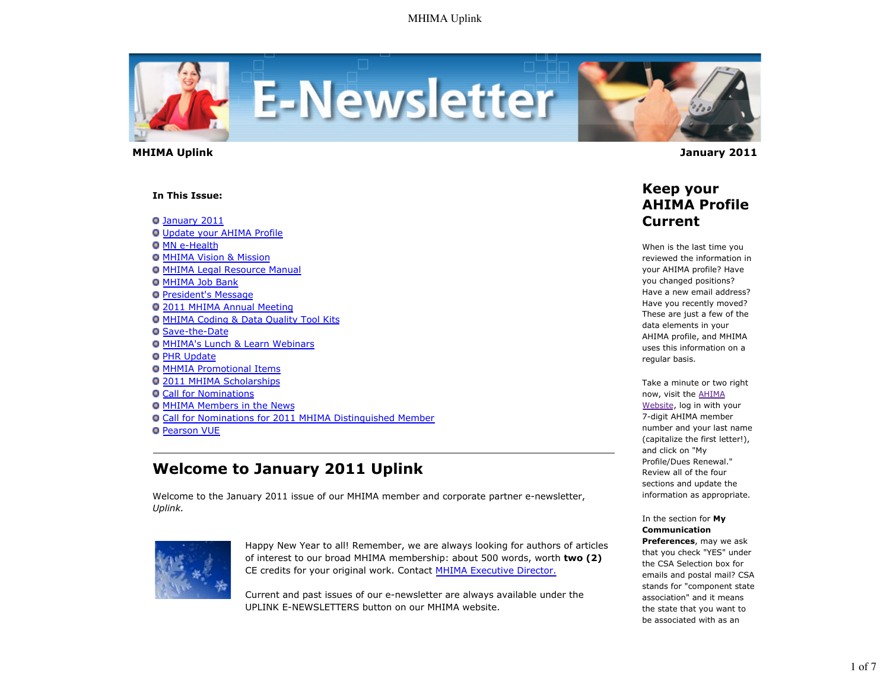**MHIMA Uplink** **January 2011**

**In This Issue:**

- January 2011
- Update your AHIMA Profile
- MN e-Health
- MHIMA Vision & Mission
- MHIMA Legal Resource Manual
- MHIMA Job Bank
- President's Message
- 2011 MHIMA Annual Meeting
- MHIMA Coding & Data Quality Tool Kits
- Save-the-Date
- MHIMA's Lunch & Learn Webinars
- PHR Update
- MHMIA Promotional Items
- 2011 MHIMA Scholarships
- Call for Nominations
- MHIMA Members in the News
- Call for Nominations for 2011 MHIMA Distinguished Member
- Pearson VUE

## Welcome to January 2011 Uplink

Welcome to the January 2011 issue of our MHIMA member and corporate partner e-newsletter, *Uplink.*

Happy New Year to all! Remember, we are always looking for authors of articles of interest to our broad MHIMA membership: about 500 words, worth **two (2)** CE credits for your original work. Contact MHIMA Executive Director.

Current and past issues of our e-newsletter are always available under the UPLINK E-NEWSLETTERS button on our MHIMA website.

## Keep your AHIMA Profile Current

When is the last time you reviewed the information in your AHIMA profile? Have you changed positions? Have a new email address? Have you recently moved? These are just a few of the data elements in your AHIMA profile, and MHIMA uses this information on a regular basis.

Take a minute or two right now, visit the AHIMA Website, log in with your 7-digit AHIMA member number and your last name (capitalize the first letter!), and click on "My Profile/Dues Renewal." Review all of the four sections and update the information as appropriate.

In the section for **My Communication Preferences**, may we ask that you check "YES" under the CSA Selection box for emails and postal mail? CSA stands for "component state association" and it means the state that you want to be associated with as an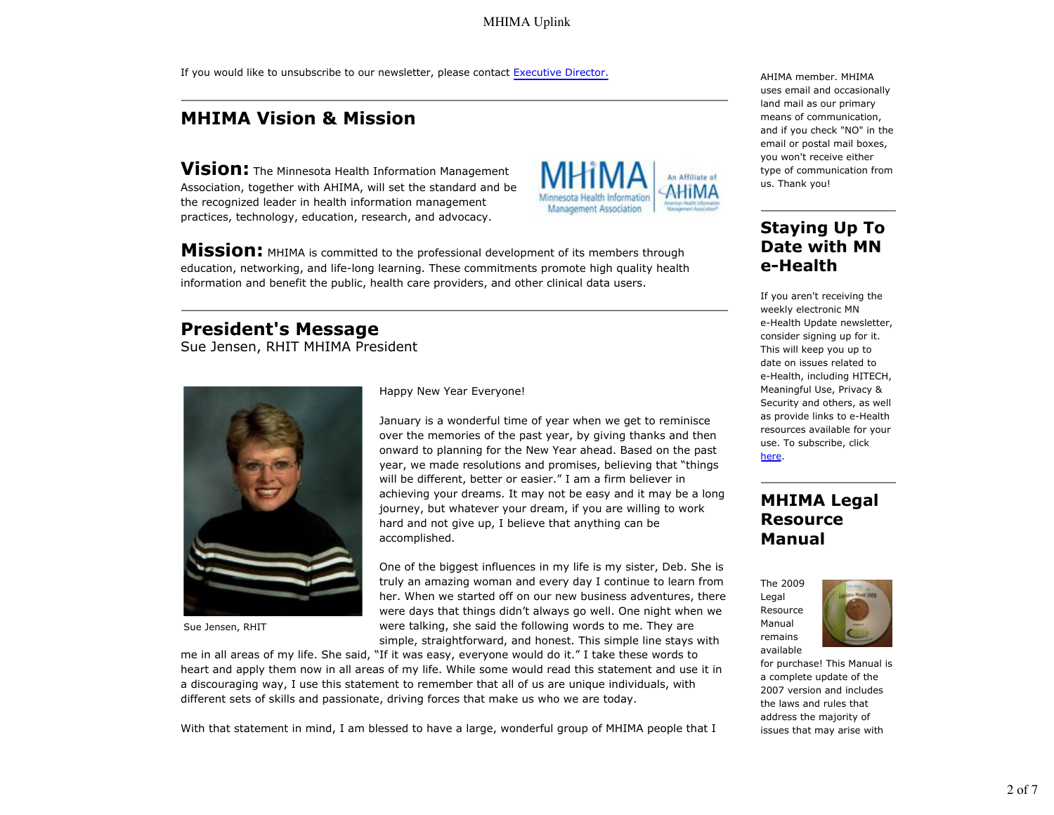If you would like to unsubscribe to our newsletter, please contact Executive Director.

## MHIMA Vision & Mission

**Vision:** The Minnesota Health Information Management Association, together with AHIMA, will set the standard and be the recognized leader in health information management practices, technology, education, research, and advocacy.

**Mission:** MHIMA is committed to the professional development of its members through education, networking, and life-long learning. These commitments promote high quality health information and benefit the public, health care providers, and other clinical data users.

## President's Message

Sue Jensen, RHIT MHIMA President

Sue Jensen, RHIT

Happy New Year Everyone!

January is a wonderful time of year when we get to reminisce over the memories of the past year, by giving thanks and then onward to planning for the New Year ahead. Based on the past year, we made resolutions and promises, believing that "things will be different, better or easier." I am a firm believer in achieving your dreams. It may not be easy and it may be a long journey, but whatever your dream, if you are willing to work hard and not give up, I believe that anything can be accomplished.

One of the biggest influences in my life is my sister, Deb. She is truly an amazing woman and every day I continue to learn from her. When we started off on our new business adventures, there were days that things didn't always go well. One night when we were talking, she said the following words to me. They are simple, straightforward, and honest. This simple line stays with me in all areas of my life. She said, "If it was easy, everyone would do it." I take these words to heart and apply them now in all areas of my life. While some would read this statement and use it in a discouraging way, I use this statement to remember that all of us are unique individuals, with different sets of skills and passionate, driving forces that make us who we are today.

With that statement in mind, I am blessed to have a large, wonderful group of MHIMA people that I

AHIMA member. MHIMA uses email and occasionally land mail as our primary means of communication, and if you check "NO" in the email or postal mail boxes, you won't receive either type of communication from us. Thank you!

## Staying Up To Date with MN e-Health

If you aren't receiving the weekly electronic MN e-Health Update newsletter, consider signing up for it. This will keep you up to date on issues related to e-Health, including HITECH, Meaningful Use, Privacy & Security and others, as well as provide links to e-Health resources available for your use. To subscribe, click here.

## MHIMA Legal Resource Manual

The 2009 Legal Resource Manual remains available for purchase! This Manual is a complete update of the 2007 version and includes the laws and rules that address the majority of issues that may arise with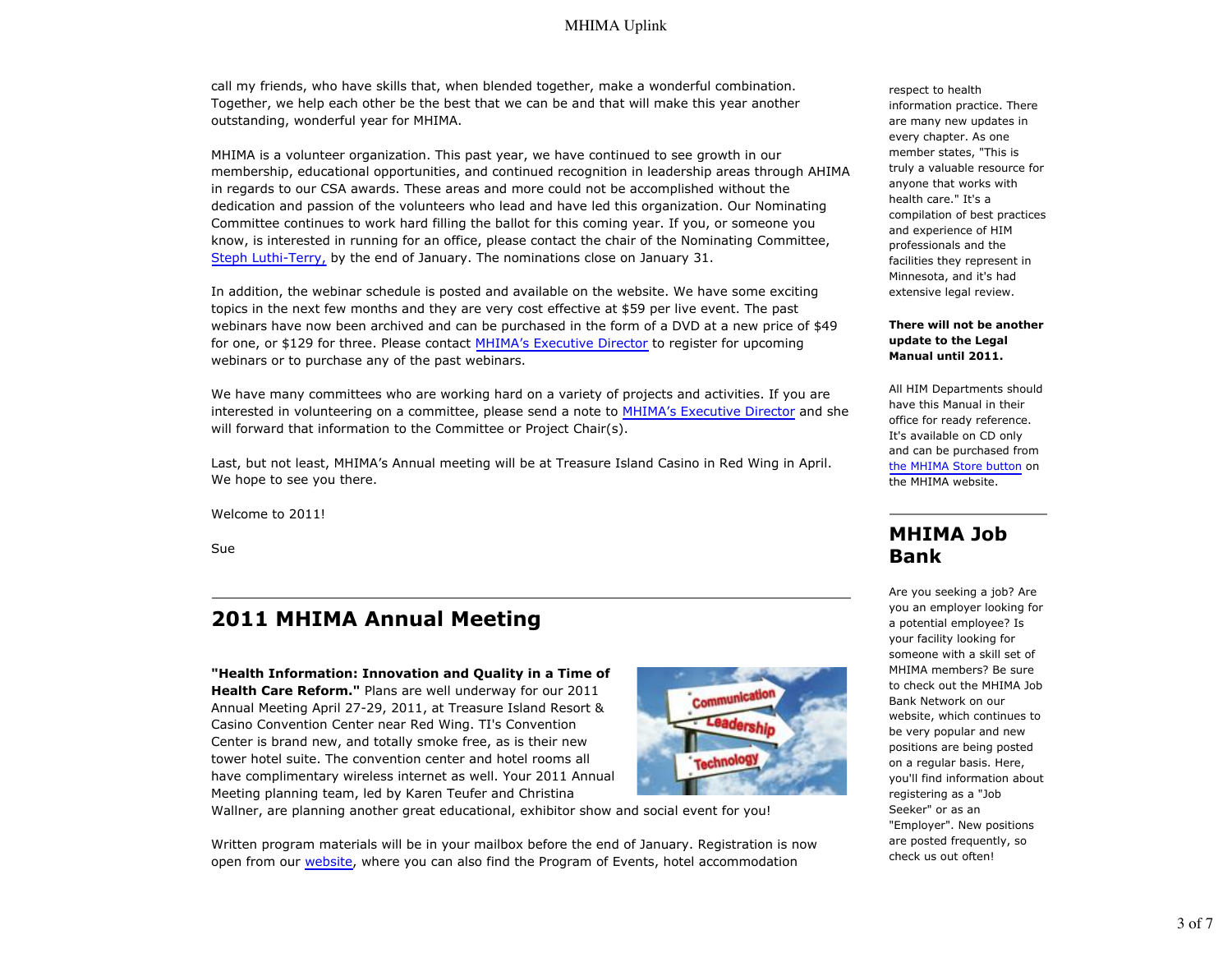call my friends, who have skills that, when blended together, make a wonderful combination. Together, we help each other be the best that we can be and that will make this year another outstanding, wonderful year for MHIMA.

MHIMA is a volunteer organization. This past year, we have continued to see growth in our membership, educational opportunities, and continued recognition in leadership areas through AHIMA in regards to our CSA awards. These areas and more could not be accomplished without the dedication and passion of the volunteers who lead and have led this organization. Our Nominating Committee continues to work hard filling the ballot for this coming year. If you, or someone you know, is interested in running for an office, please contact the chair of the Nominating Committee, Steph Luthi-Terry, by the end of January. The nominations close on January 31.

In addition, the webinar schedule is posted and available on the website. We have some exciting topics in the next few months and they are very cost effective at $59 per live event. The past webinars have now been archived and can be purchased in the form of a DVD at a new price of $49 for one, or $129 for three. Please contact MHIMA's Executive Director to register for upcoming webinars or to purchase any of the past webinars.

We have many committees who are working hard on a variety of projects and activities. If you are interested in volunteering on a committee, please send a note to MHIMA's Executive Director and she will forward that information to the Committee or Project Chair(s).

Last, but not least, MHIMA's Annual meeting will be at Treasure Island Casino in Red Wing in April. We hope to see you there.

Welcome to 2011!

Sue

## 2011 MHIMA Annual Meeting

**"Health Information: Innovation and Quality in a Time of Health Care Reform."** Plans are well underway for our 2011 Annual Meeting April 27-29, 2011, at Treasure Island Resort & Casino Convention Center near Red Wing. TI's Convention Center is brand new, and totally smoke free, as is their new tower hotel suite. The convention center and hotel rooms all have complimentary wireless internet as well. Your 2011 Annual Meeting planning team, led by Karen Teufer and Christina Wallner, are planning another great educational, exhibitor show and social event for you!

Written program materials will be in your mailbox before the end of January. Registration is now open from our website, where you can also find the Program of Events, hotel accommodation

respect to health information practice. There are many new updates in every chapter. As one member states, "This is truly a valuable resource for anyone that works with health care." It's a compilation of best practices and experience of HIM professionals and the facilities they represent in Minnesota, and it's had extensive legal review.

**There will not be another update to the Legal Manual until 2011.**

All HIM Departments should have this Manual in their office for ready reference. It's available on CD only and can be purchased from the MHIMA Store button on the MHIMA website.

## MHIMA Job Bank

Are you seeking a job? Are you an employer looking for a potential employee? Is your facility looking for someone with a skill set of MHIMA members? Be sure to check out the MHIMA Job Bank Network on our website, which continues to be very popular and new positions are being posted on a regular basis. Here, you'll find information about registering as a "Job Seeker" or as an "Employer". New positions are posted frequently, so check us out often!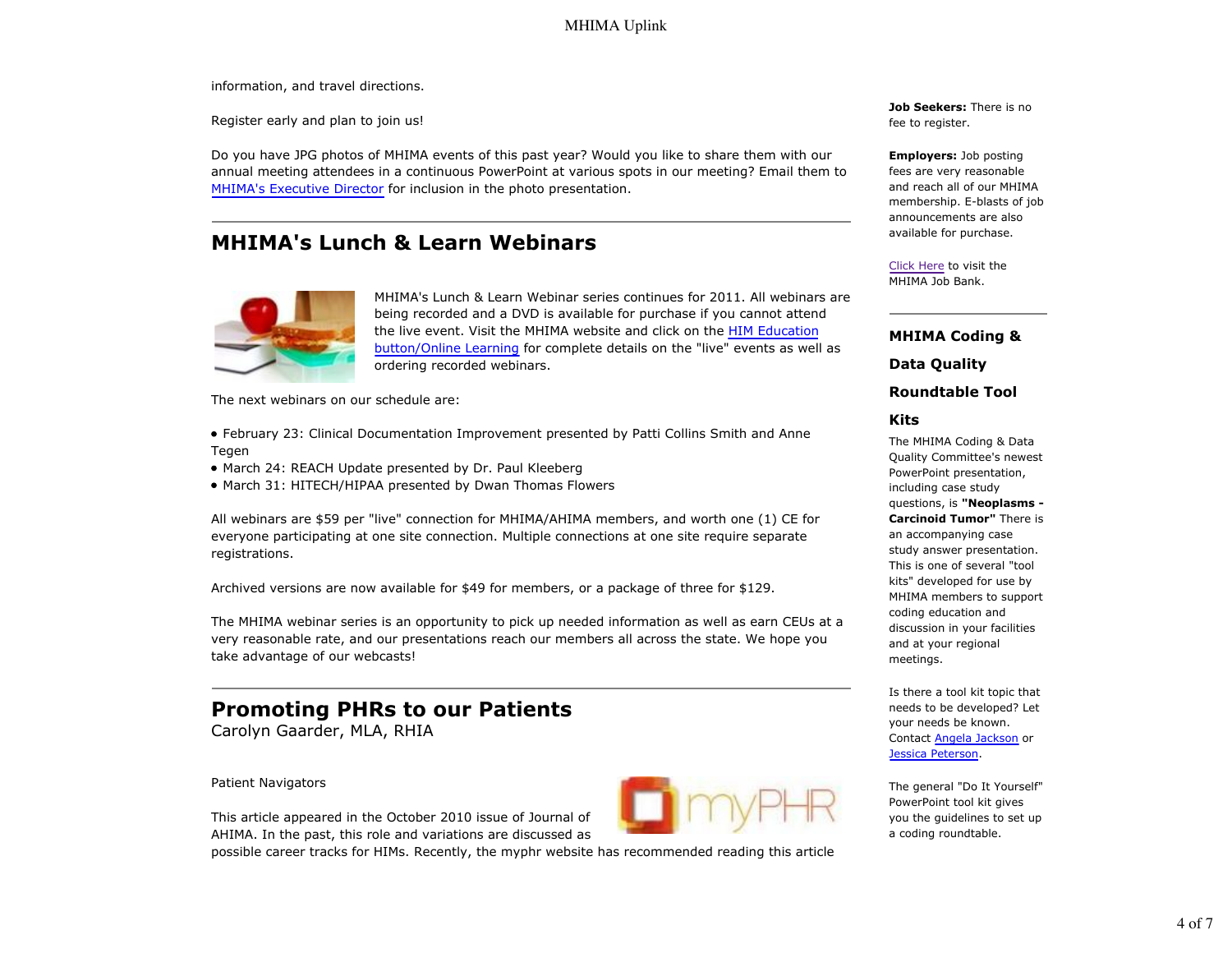information, and travel directions.

Register early and plan to join us!

Do you have JPG photos of MHIMA events of this past year? Would you like to share them with our annual meeting attendees in a continuous PowerPoint at various spots in our meeting? Email them to MHIMA's Executive Director for inclusion in the photo presentation.

## MHIMA's Lunch & Learn Webinars

MHIMA's Lunch & Learn Webinar series continues for 2011. All webinars are being recorded and a DVD is available for purchase if you cannot attend the live event. Visit the MHIMA website and click on the HIM Education button/Online Learning for complete details on the "live" events as well as ordering recorded webinars.

The next webinars on our schedule are:

- February 23: Clinical Documentation Improvement presented by Patti Collins Smith and Anne Tegen
- March 24: REACH Update presented by Dr. Paul Kleeberg
- March 31: HITECH/HIPAA presented by Dwan Thomas Flowers

All webinars are $59 per "live" connection for MHIMA/AHIMA members, and worth one (1) CE for everyone participating at one site connection. Multiple connections at one site require separate registrations.

Archived versions are now available for $49 for members, or a package of three for $129.

The MHIMA webinar series is an opportunity to pick up needed information as well as earn CEUs at a very reasonable rate, and our presentations reach our members all across the state. We hope you take advantage of our webcasts!

## Promoting PHRs to our Patients

Carolyn Gaarder, MLA, RHIA

Patient Navigators

This article appeared in the October 2010 issue of Journal of AHIMA. In the past, this role and variations are discussed as possible career tracks for HIMs. Recently, the myphr website has recommended reading this article

**Job Seekers:** There is no fee to register.

**Employers:** Job posting fees are very reasonable and reach all of our MHIMA membership. E-blasts of job announcements are also available for purchase.

Click Here to visit the MHIMA Job Bank.

## MHIMA Coding & Data Quality Roundtable Tool Kits

The MHIMA Coding & Data Quality Committee's newest PowerPoint presentation, including case study questions, is **"Neoplasms - Carcinoid Tumor"** There is an accompanying case study answer presentation. This is one of several "tool kits" developed for use by MHIMA members to support coding education and discussion in your facilities and at your regional meetings.

Is there a tool kit topic that needs to be developed? Let your needs be known. Contact Angela Jackson or Jessica Peterson.

The general "Do It Yourself" PowerPoint tool kit gives you the guidelines to set up a coding roundtable.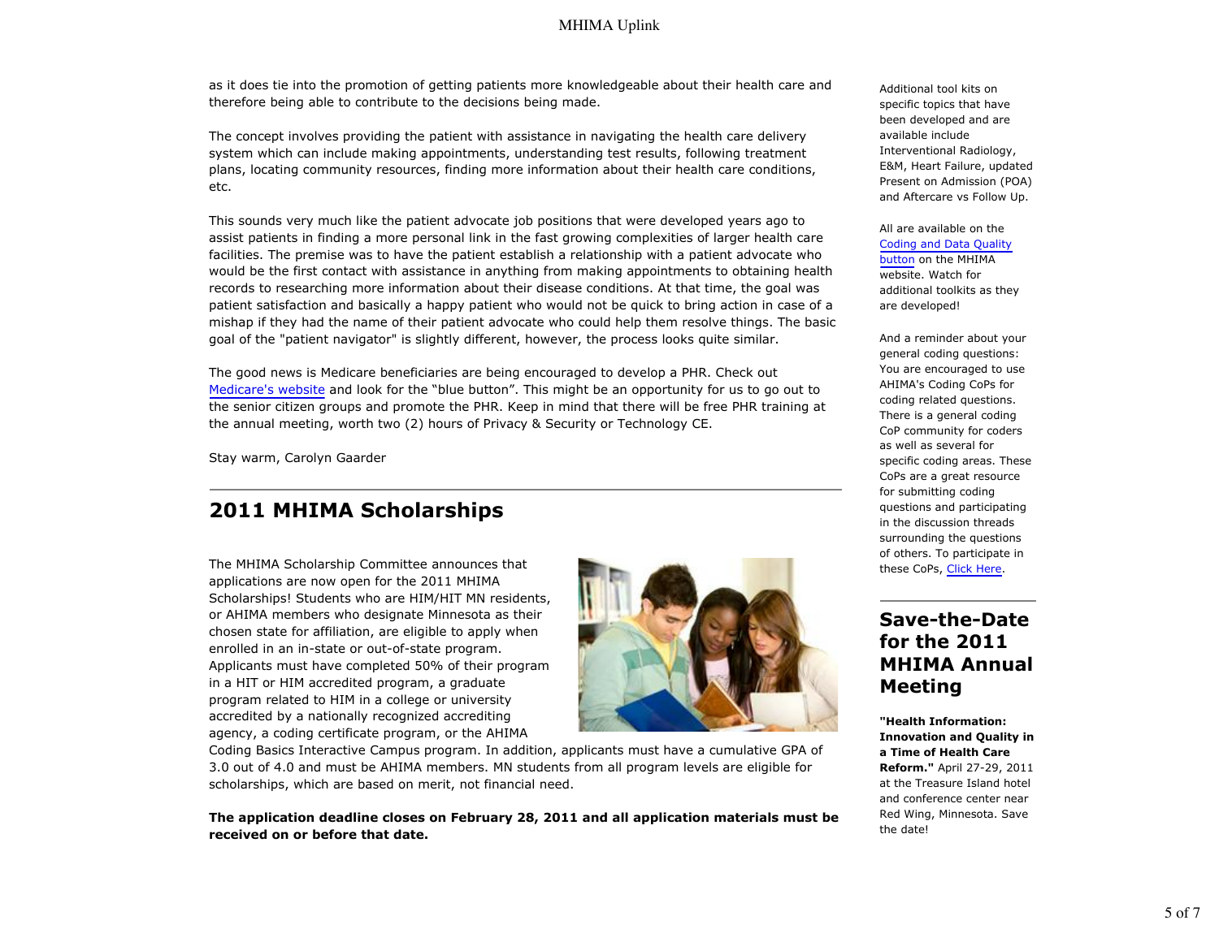as it does tie into the promotion of getting patients more knowledgeable about their health care and therefore being able to contribute to the decisions being made.

The concept involves providing the patient with assistance in navigating the health care delivery system which can include making appointments, understanding test results, following treatment plans, locating community resources, finding more information about their health care conditions, etc.

This sounds very much like the patient advocate job positions that were developed years ago to assist patients in finding a more personal link in the fast growing complexities of larger health care facilities. The premise was to have the patient establish a relationship with a patient advocate who would be the first contact with assistance in anything from making appointments to obtaining health records to researching more information about their disease conditions. At that time, the goal was patient satisfaction and basically a happy patient who would not be quick to bring action in case of a mishap if they had the name of their patient advocate who could help them resolve things. The basic goal of the "patient navigator" is slightly different, however, the process looks quite similar.

The good news is Medicare beneficiaries are being encouraged to develop a PHR. Check out Medicare's website and look for the "blue button". This might be an opportunity for us to go out to the senior citizen groups and promote the PHR. Keep in mind that there will be free PHR training at the annual meeting, worth two (2) hours of Privacy & Security or Technology CE.

Stay warm, Carolyn Gaarder

## 2011 MHIMA Scholarships

The MHIMA Scholarship Committee announces that applications are now open for the 2011 MHIMA Scholarships! Students who are HIM/HIT MN residents, or AHIMA members who designate Minnesota as their chosen state for affiliation, are eligible to apply when enrolled in an in-state or out-of-state program. Applicants must have completed 50% of their program in a HIT or HIM accredited program, a graduate program related to HIM in a college or university accredited by a nationally recognized accrediting agency, a coding certificate program, or the AHIMA Coding Basics Interactive Campus program. In addition, applicants must have a cumulative GPA of 3.0 out of 4.0 and must be AHIMA members. MN students from all program levels are eligible for scholarships, which are based on merit, not financial need.

**The application deadline closes on February 28, 2011 and all application materials must be received on or before that date.**

Additional tool kits on specific topics that have been developed and are available include Interventional Radiology, E&M, Heart Failure, updated Present on Admission (POA) and Aftercare vs Follow Up.

All are available on the Coding and Data Quality button on the MHIMA website. Watch for additional toolkits as they are developed!

And a reminder about your general coding questions: You are encouraged to use AHIMA's Coding CoPs for coding related questions. There is a general coding CoP community for coders as well as several for specific coding areas. These CoPs are a great resource for submitting coding questions and participating in the discussion threads surrounding the questions of others. To participate in these CoPs, Click Here.

## Save-the-Date for the 2011 MHIMA Annual Meeting

**"Health Information: Innovation and Quality in a Time of Health Care Reform."** April 27-29, 2011 at the Treasure Island hotel and conference center near Red Wing, Minnesota. Save the date!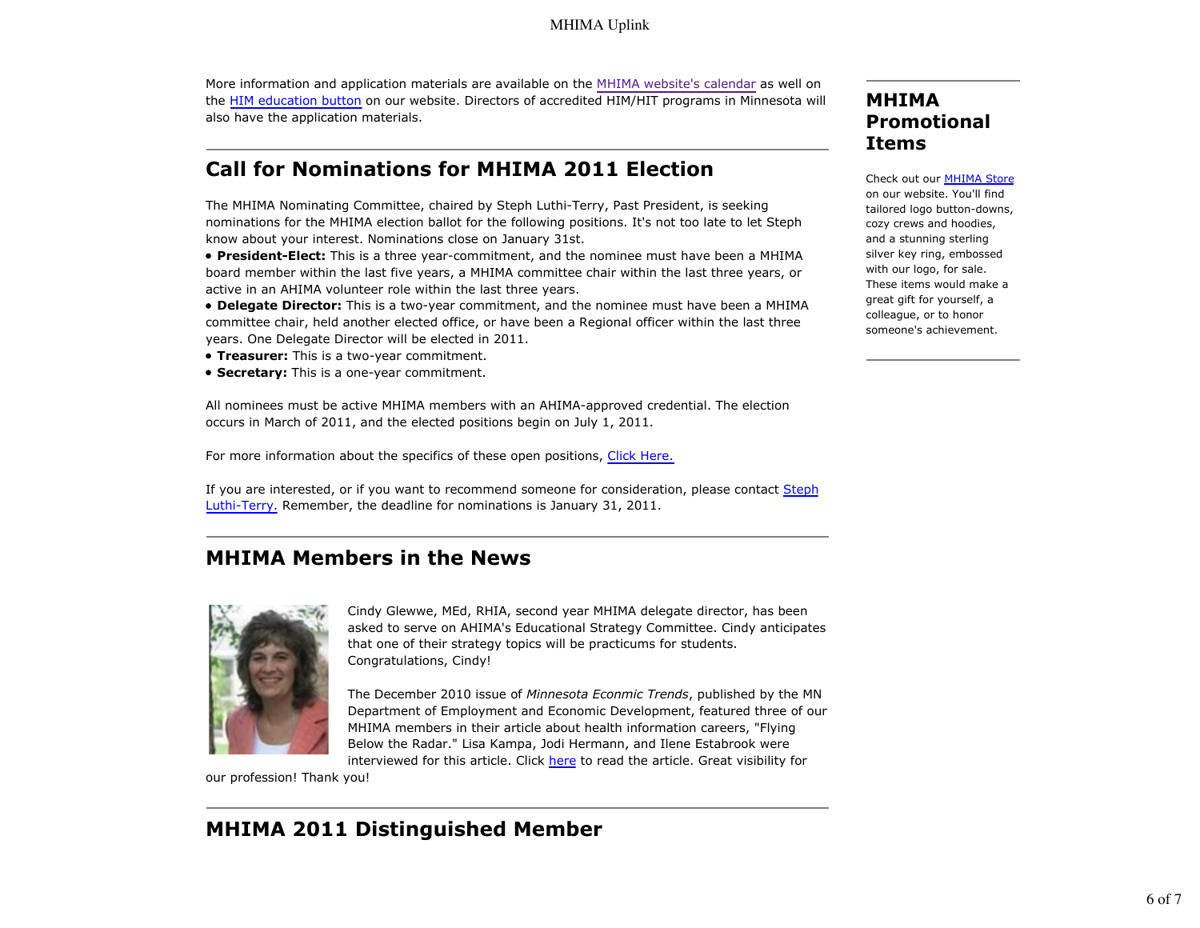More information and application materials are available on the MHIMA website's calendar as well on the HIM education button on our website. Directors of accredited HIM/HIT programs in Minnesota will also have the application materials.

## Call for Nominations for MHIMA 2011 Election

The MHIMA Nominating Committee, chaired by Steph Luthi-Terry, Past President, is seeking nominations for the MHIMA election ballot for the following positions. It's not too late to let Steph know about your interest. Nominations close on January 31st.

- **President-Elect:** This is a three year-commitment, and the nominee must have been a MHIMA board member within the last five years, a MHIMA committee chair within the last three years, or active in an AHIMA volunteer role within the last three years.
- **Delegate Director:** This is a two-year commitment, and the nominee must have been a MHIMA committee chair, held another elected office, or have been a Regional officer within the last three years. One Delegate Director will be elected in 2011.
- **Treasurer:** This is a two-year commitment.
- **Secretary:** This is a one-year commitment.

All nominees must be active MHIMA members with an AHIMA-approved credential. The election occurs in March of 2011, and the elected positions begin on July 1, 2011.

For more information about the specifics of these open positions, Click Here.

If you are interested, or if you want to recommend someone for consideration, please contact Steph Luthi-Terry. Remember, the deadline for nominations is January 31, 2011.

## MHIMA Members in the News

Cindy Glewwe, MEd, RHIA, second year MHIMA delegate director, has been asked to serve on AHIMA's Educational Strategy Committee. Cindy anticipates that one of their strategy topics will be practicums for students. Congratulations, Cindy!

The December 2010 issue of *Minnesota Econmic Trends*, published by the MN Department of Employment and Economic Development, featured three of our MHIMA members in their article about health information careers, "Flying Below the Radar." Lisa Kampa, Jodi Hermann, and Ilene Estabrook were interviewed for this article. Click here to read the article. Great visibility for our profession! Thank you!

## MHIMA 2011 Distinguished Member

## MHIMA Promotional Items

Check out our MHIMA Store on our website. You'll find tailored logo button-downs, cozy crews and hoodies, and a stunning sterling silver key ring, embossed with our logo, for sale. These items would make a great gift for yourself, a colleague, or to honor someone's achievement.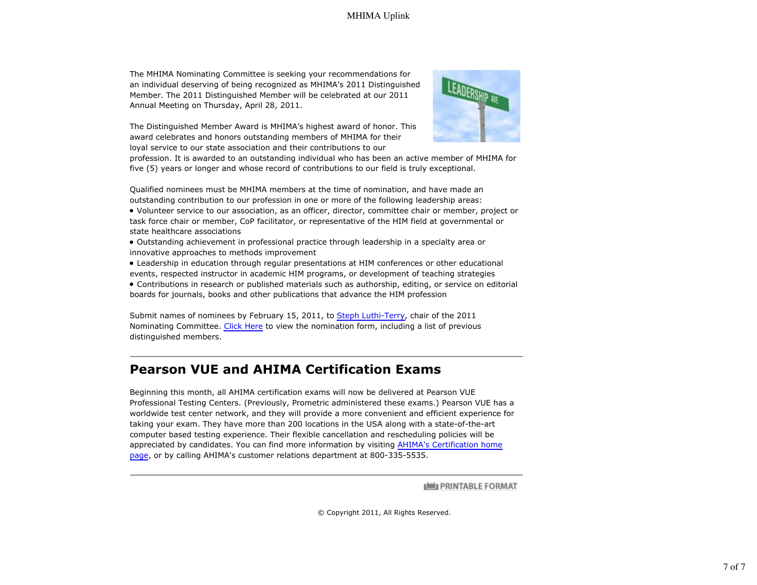The MHIMA Nominating Committee is seeking your recommendations for an individual deserving of being recognized as MHIMA's 2011 Distinguished Member. The 2011 Distinguished Member will be celebrated at our 2011 Annual Meeting on Thursday, April 28, 2011.

The Distinguished Member Award is MHIMA's highest award of honor. This award celebrates and honors outstanding members of MHIMA for their loyal service to our state association and their contributions to our profession. It is awarded to an outstanding individual who has been an active member of MHIMA for five (5) years or longer and whose record of contributions to our field is truly exceptional.

Qualified nominees must be MHIMA members at the time of nomination, and have made an outstanding contribution to our profession in one or more of the following leadership areas:

- Volunteer service to our association, as an officer, director, committee chair or member, project or task force chair or member, CoP facilitator, or representative of the HIM field at governmental or state healthcare associations
- Outstanding achievement in professional practice through leadership in a specialty area or innovative approaches to methods improvement
- Leadership in education through regular presentations at HIM conferences or other educational events, respected instructor in academic HIM programs, or development of teaching strategies
- Contributions in research or published materials such as authorship, editing, or service on editorial boards for journals, books and other publications that advance the HIM profession

Submit names of nominees by February 15, 2011, to Steph Luthi-Terry, chair of the 2011 Nominating Committee. Click Here to view the nomination form, including a list of previous distinguished members.

## Pearson VUE and AHIMA Certification Exams

Beginning this month, all AHIMA certification exams will now be delivered at Pearson VUE Professional Testing Centers. (Previously, Prometric administered these exams.) Pearson VUE has a worldwide test center network, and they will provide a more convenient and efficient experience for taking your exam. They have more than 200 locations in the USA along with a state-of-the-art computer based testing experience. Their flexible cancellation and rescheduling policies will be appreciated by candidates. You can find more information by visiting AHIMA's Certification home page, or by calling AHIMA's customer relations department at 800-335-5535.

PRINTABLE FORMAT

© Copyright 2011, All Rights Reserved.